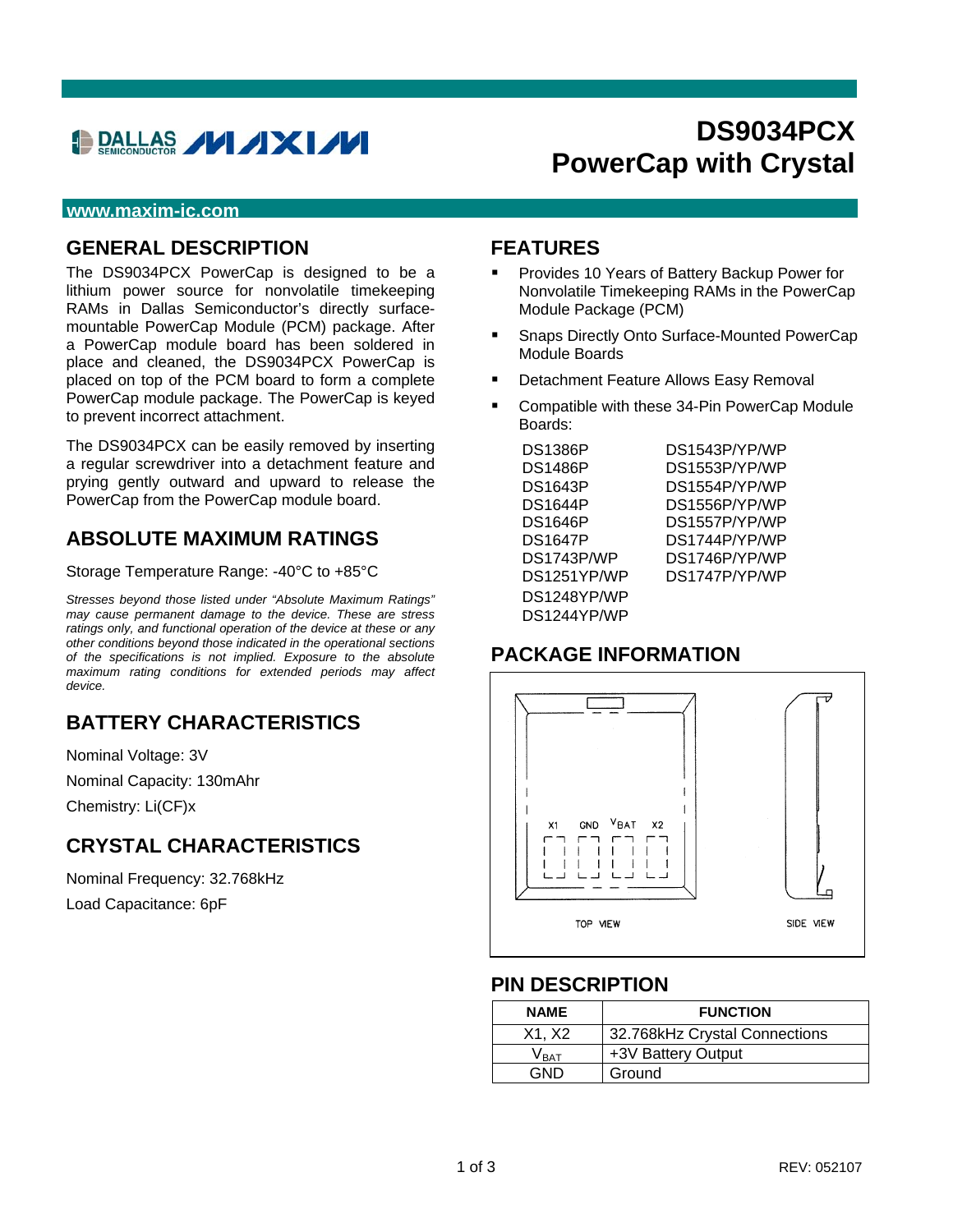# DS9034PCX PowerCap with Crystal

www.maxim-ic.com

## GENERAL DESCRIPTION

The DS9034PCX PowerCap is designed to be a lithium power source for nonvolatile timekeeping RAMs in Dallas Semiconductor's directly surface-mountable PowerCap Module (PCM) package. After a PowerCap module board has been soldered in place and cleaned, the DS9034PCX PowerCap is placed on top of the PCM board to form a complete PowerCap module package. The PowerCap is keyed to prevent incorrect attachment.

The DS9034PCX can be easily removed by inserting a regular screwdriver into a detachment feature and prying gently outward and upward to release the PowerCap from the PowerCap module board.

## ABSOLUTE MAXIMUM RATINGS

Storage Temperature Range: -40°C to +85°C

*Stresses beyond those listed under "Absolute Maximum Ratings" may cause permanent damage to the device. These are stress ratings only, and functional operation of the device at these or any other conditions beyond those indicated in the operational sections of the specifications is not implied. Exposure to the absolute maximum rating conditions for extended periods may affect device.*

## BATTERY CHARACTERISTICS

Nominal Voltage: 3V

Nominal Capacity: 130mAhr

Chemistry: Li(CF)x

## CRYSTAL CHARACTERISTICS

Nominal Frequency: 32.768kHz

Load Capacitance: 6pF

## FEATURES

- Provides 10 Years of Battery Backup Power for Nonvolatile Timekeeping RAMs in the PowerCap Module Package (PCM)
- Snaps Directly Onto Surface-Mounted PowerCap Module Boards
- Detachment Feature Allows Easy Removal
- Compatible with these 34-Pin PowerCap Module Boards:

| | |
|---|---|
| DS1386P | DS1543P/YP/WP |
| DS1486P | DS1553P/YP/WP |
| DS1643P | DS1554P/YP/WP |
| DS1644P | DS1556P/YP/WP |
| DS1646P | DS1557P/YP/WP |
| DS1647P | DS1744P/YP/WP |
| DS1743P/WP | DS1746P/YP/WP |
| DS1251YP/WP | DS1747P/YP/WP |
| DS1248YP/WP | |
| DS1244YP/WP | |

## PACKAGE INFORMATION

X1 GND $V_{BAT}$ X2

TOP VIEW

SIDE VIEW

## PIN DESCRIPTION

| NAME | FUNCTION |
|---|---|
| X1, X2 | 32.768kHz Crystal Connections |
| $V_{BAT}$ | +3V Battery Output |
| GND | Ground |

REV: 052107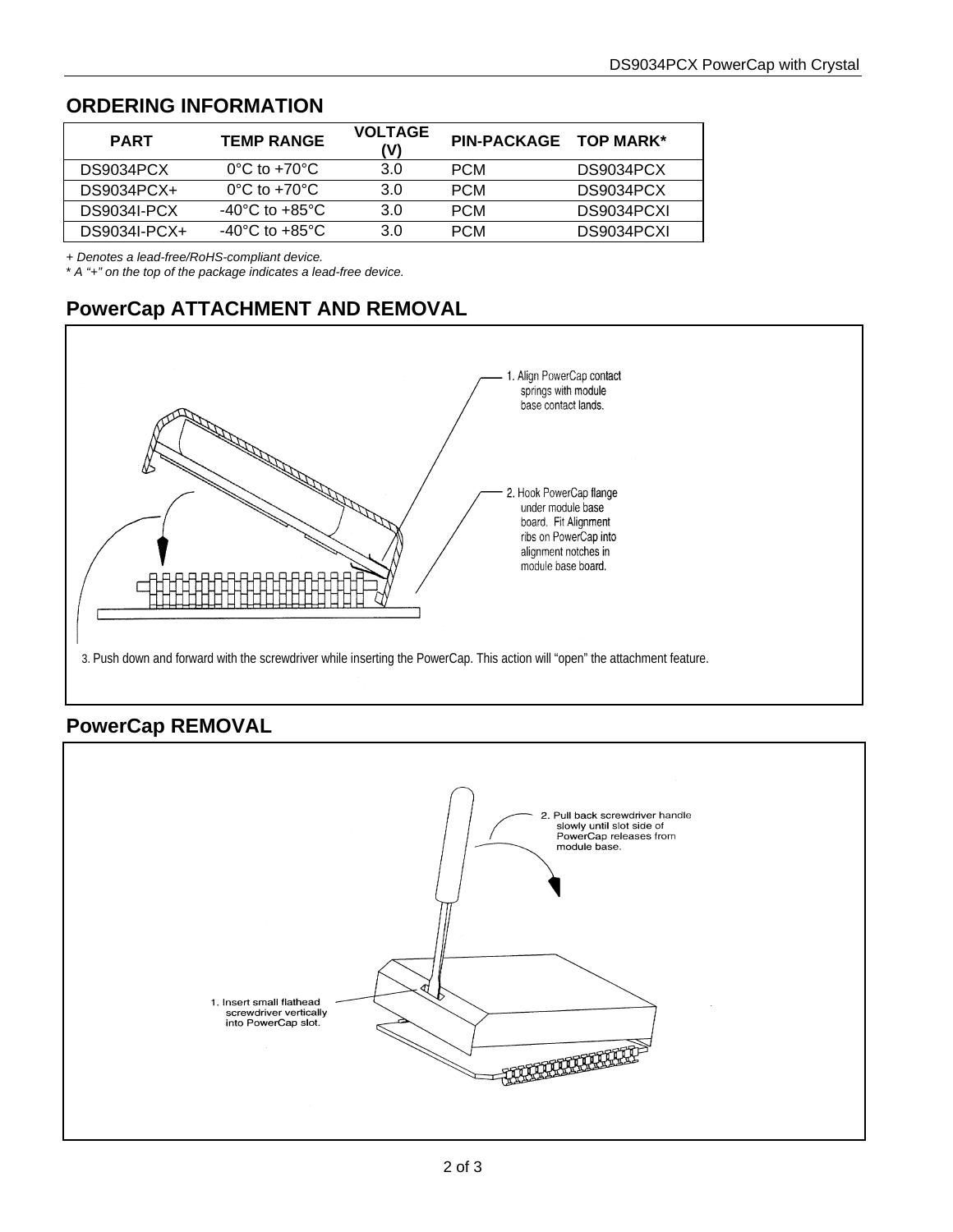## ORDERING INFORMATION

| PART | TEMP RANGE | VOLTAGE (V) | PIN-PACKAGE | TOP MARK* |
|---|---|---|---|---|
| DS9034PCX | 0°C to +70°C | 3.0 | PCM | DS9034PCX |
| DS9034PCX+ | 0°C to +70°C | 3.0 | PCM | DS9034PCX |
| DS9034I-PCX | -40°C to +85°C | 3.0 | PCM | DS9034PCXI |
| DS9034I-PCX+ | -40°C to +85°C | 3.0 | PCM | DS9034PCXI |

*+ Denotes a lead-free/RoHS-compliant device.*
*\* A "+" on the top of the package indicates a lead-free device.*

## PowerCap ATTACHMENT AND REMOVAL

1. Align PowerCap contact springs with module base contact lands.
2. Hook PowerCap flange under module base board. Fit Alignment ribs on PowerCap into alignment notches in module base board.
3. Push down and forward with the screwdriver while inserting the PowerCap. This action will "open" the attachment feature.

## PowerCap REMOVAL

1. Insert small flathead screwdriver vertically into PowerCap slot.
2. Pull back screwdriver handle slowly until slot side of PowerCap releases from module base.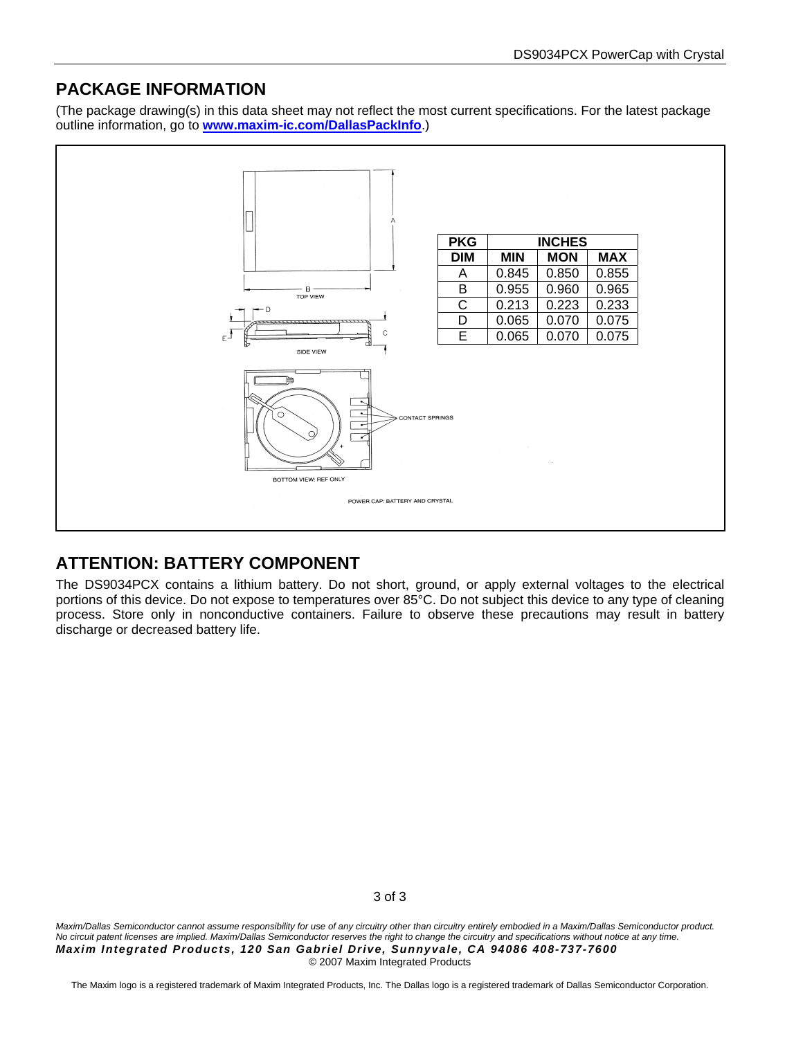## PACKAGE INFORMATION

(The package drawing(s) in this data sheet may not reflect the most current specifications. For the latest package outline information, go to **www.maxim-ic.com/DallasPackInfo**.)

TOP VIEW

SIDE VIEW

CONTACT SPRINGS

BOTTOM VIEW: REF ONLY

POWER CAP: BATTERY AND CRYSTAL

| PKG | INCHES | | |
|---|---|---|---|
| DIM | MIN | MON | MAX |
| A | 0.845 | 0.850 | 0.855 |
| B | 0.955 | 0.960 | 0.965 |
| C | 0.213 | 0.223 | 0.233 |
| D | 0.065 | 0.070 | 0.075 |
| E | 0.065 | 0.070 | 0.075 |

## ATTENTION: BATTERY COMPONENT

The DS9034PCX contains a lithium battery. Do not short, ground, or apply external voltages to the electrical portions of this device. Do not expose to temperatures over 85°C. Do not subject this device to any type of cleaning process. Store only in nonconductive containers. Failure to observe these precautions may result in battery discharge or decreased battery life.

*Maxim/Dallas Semiconductor cannot assume responsibility for use of any circuitry other than circuitry entirely embodied in a Maxim/Dallas Semiconductor product. No circuit patent licenses are implied. Maxim/Dallas Semiconductor reserves the right to change the circuitry and specifications without notice at any time.*

***Maxim Integrated Products, 120 San Gabriel Drive, Sunnyvale, CA 94086 408-737-7600***

© 2007 Maxim Integrated Products

The Maxim logo is a registered trademark of Maxim Integrated Products, Inc. The Dallas logo is a registered trademark of Dallas Semiconductor Corporation.